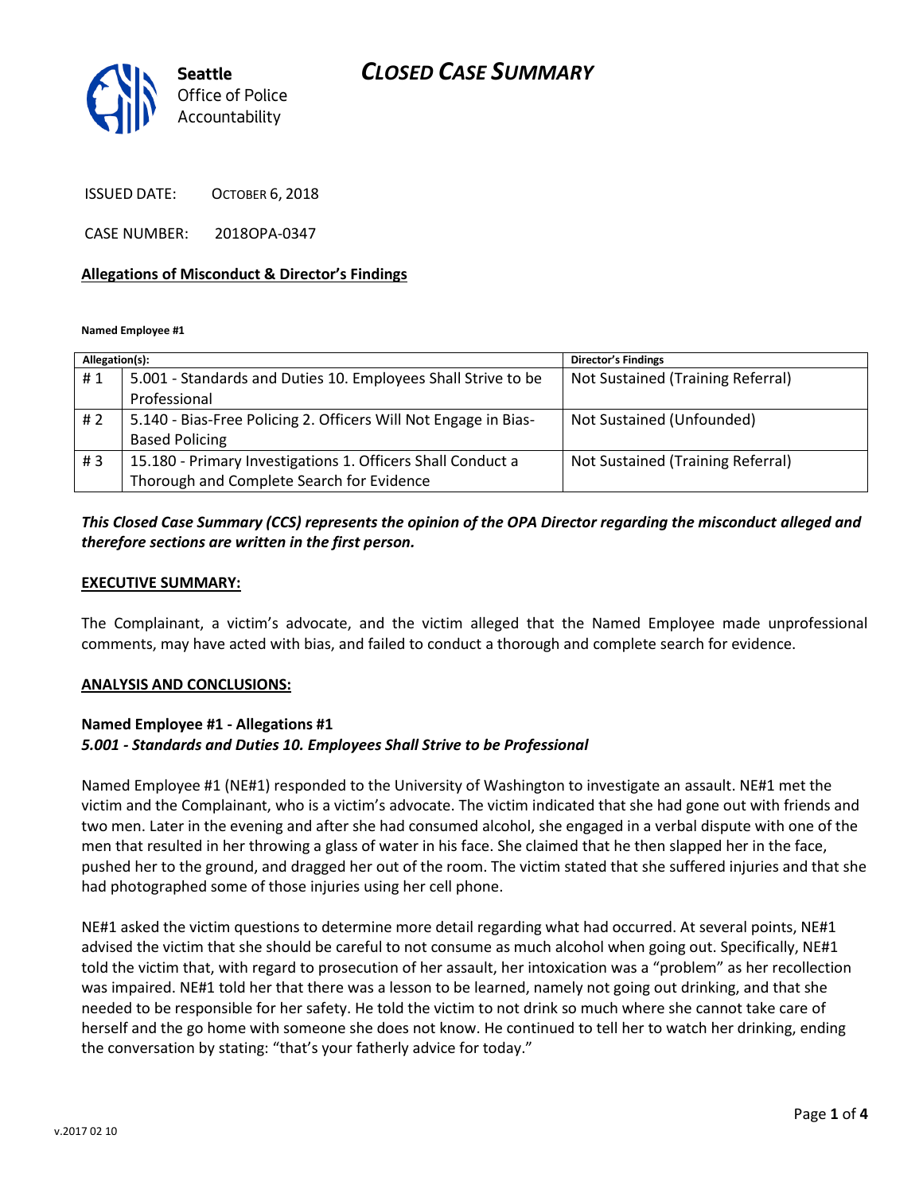Seattle Office of Police Accountability

# CLOSED CASE SUMMARY

ISSUED DATE: OCTOBER 6, 2018

CASE NUMBER: 2018OPA-0347

**Allegations of Misconduct & Director's Findings**

**Named Employee #1**

| Allegation(s): | | Director's Findings |
|---|---|---|
| # 1 | 5.001 - Standards and Duties 10. Employees Shall Strive to be Professional | Not Sustained (Training Referral) |
| # 2 | 5.140 - Bias-Free Policing 2. Officers Will Not Engage in Bias-Based Policing | Not Sustained (Unfounded) |
| # 3 | 15.180 - Primary Investigations 1. Officers Shall Conduct a Thorough and Complete Search for Evidence | Not Sustained (Training Referral) |

***This Closed Case Summary (CCS) represents the opinion of the OPA Director regarding the misconduct alleged and therefore sections are written in the first person.***

**EXECUTIVE SUMMARY:**

The Complainant, a victim's advocate, and the victim alleged that the Named Employee made unprofessional comments, may have acted with bias, and failed to conduct a thorough and complete search for evidence.

**ANALYSIS AND CONCLUSIONS:**

**Named Employee #1 - Allegations #1**
***5.001 - Standards and Duties 10. Employees Shall Strive to be Professional***

Named Employee #1 (NE#1) responded to the University of Washington to investigate an assault. NE#1 met the victim and the Complainant, who is a victim's advocate. The victim indicated that she had gone out with friends and two men. Later in the evening and after she had consumed alcohol, she engaged in a verbal dispute with one of the men that resulted in her throwing a glass of water in his face. She claimed that he then slapped her in the face, pushed her to the ground, and dragged her out of the room. The victim stated that she suffered injuries and that she had photographed some of those injuries using her cell phone.

NE#1 asked the victim questions to determine more detail regarding what had occurred. At several points, NE#1 advised the victim that she should be careful to not consume as much alcohol when going out. Specifically, NE#1 told the victim that, with regard to prosecution of her assault, her intoxication was a "problem" as her recollection was impaired. NE#1 told her that there was a lesson to be learned, namely not going out drinking, and that she needed to be responsible for her safety. He told the victim to not drink so much where she cannot take care of herself and the go home with someone she does not know. He continued to tell her to watch her drinking, ending the conversation by stating: "that's your fatherly advice for today."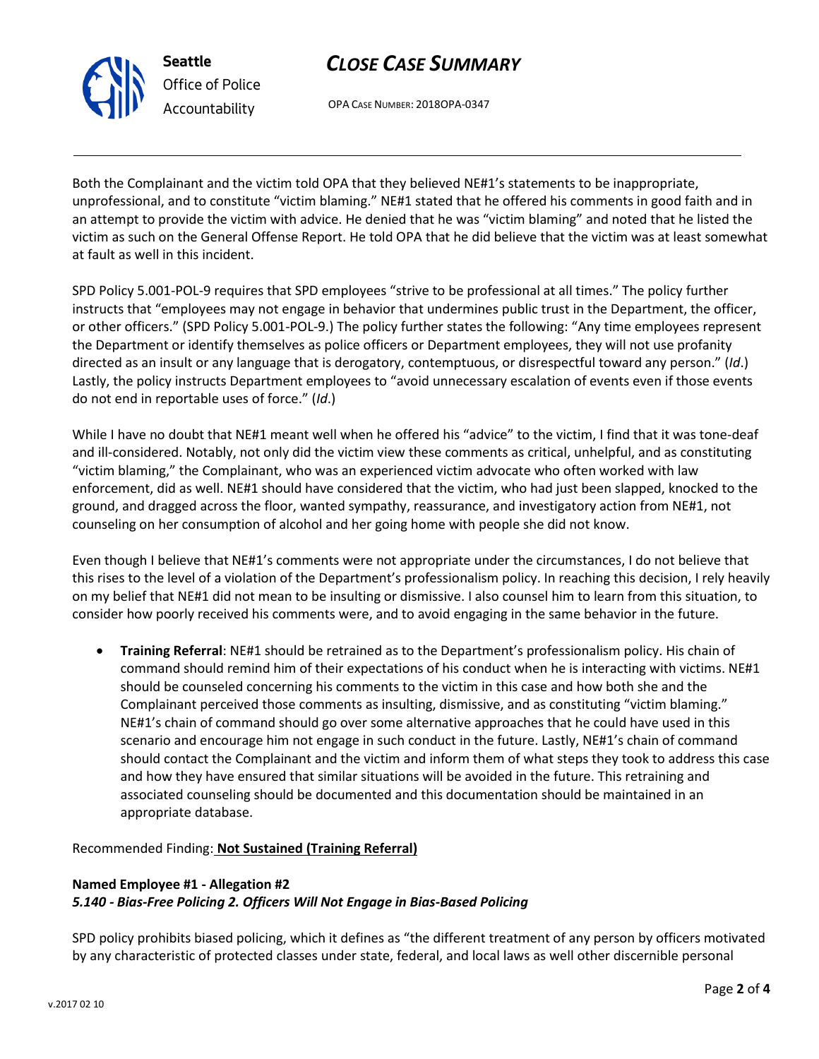Both the Complainant and the victim told OPA that they believed NE#1's statements to be inappropriate, unprofessional, and to constitute "victim blaming." NE#1 stated that he offered his comments in good faith and in an attempt to provide the victim with advice. He denied that he was "victim blaming" and noted that he listed the victim as such on the General Offense Report. He told OPA that he did believe that the victim was at least somewhat at fault as well in this incident.

SPD Policy 5.001-POL-9 requires that SPD employees "strive to be professional at all times." The policy further instructs that "employees may not engage in behavior that undermines public trust in the Department, the officer, or other officers." (SPD Policy 5.001-POL-9.) The policy further states the following: "Any time employees represent the Department or identify themselves as police officers or Department employees, they will not use profanity directed as an insult or any language that is derogatory, contemptuous, or disrespectful toward any person." (*Id*.) Lastly, the policy instructs Department employees to "avoid unnecessary escalation of events even if those events do not end in reportable uses of force." (*Id*.)

While I have no doubt that NE#1 meant well when he offered his "advice" to the victim, I find that it was tone-deaf and ill-considered. Notably, not only did the victim view these comments as critical, unhelpful, and as constituting "victim blaming," the Complainant, who was an experienced victim advocate who often worked with law enforcement, did as well. NE#1 should have considered that the victim, who had just been slapped, knocked to the ground, and dragged across the floor, wanted sympathy, reassurance, and investigatory action from NE#1, not counseling on her consumption of alcohol and her going home with people she did not know.

Even though I believe that NE#1's comments were not appropriate under the circumstances, I do not believe that this rises to the level of a violation of the Department's professionalism policy. In reaching this decision, I rely heavily on my belief that NE#1 did not mean to be insulting or dismissive. I also counsel him to learn from this situation, to consider how poorly received his comments were, and to avoid engaging in the same behavior in the future.

- **Training Referral**: NE#1 should be retrained as to the Department's professionalism policy. His chain of command should remind him of their expectations of his conduct when he is interacting with victims. NE#1 should be counseled concerning his comments to the victim in this case and how both she and the Complainant perceived those comments as insulting, dismissive, and as constituting "victim blaming." NE#1's chain of command should go over some alternative approaches that he could have used in this scenario and encourage him not engage in such conduct in the future. Lastly, NE#1's chain of command should contact the Complainant and the victim and inform them of what steps they took to address this case and how they have ensured that similar situations will be avoided in the future. This retraining and associated counseling should be documented and this documentation should be maintained in an appropriate database.

Recommended Finding: **Not Sustained (Training Referral)**

**Named Employee #1 - Allegation #2**
***5.140 - Bias-Free Policing 2. Officers Will Not Engage in Bias-Based Policing***

SPD policy prohibits biased policing, which it defines as "the different treatment of any person by officers motivated by any characteristic of protected classes under state, federal, and local laws as well other discernible personal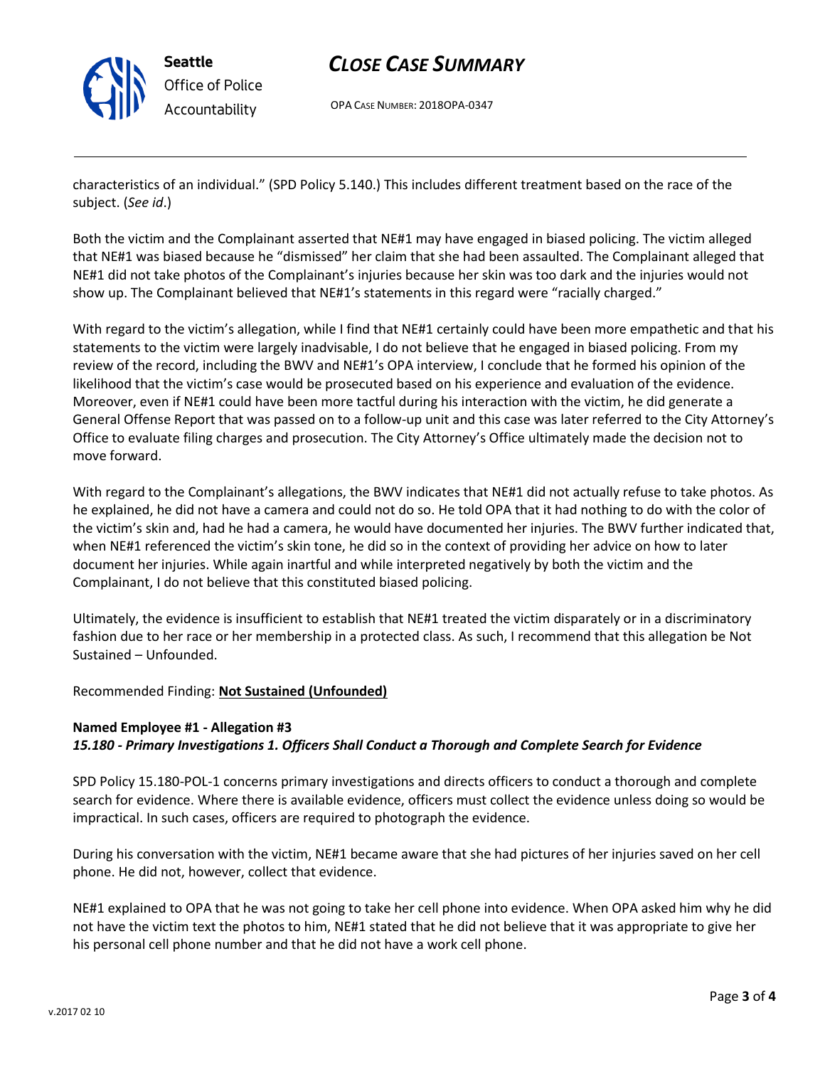characteristics of an individual." (SPD Policy 5.140.) This includes different treatment based on the race of the subject. (*See id*.)

Both the victim and the Complainant asserted that NE#1 may have engaged in biased policing. The victim alleged that NE#1 was biased because he "dismissed" her claim that she had been assaulted. The Complainant alleged that NE#1 did not take photos of the Complainant's injuries because her skin was too dark and the injuries would not show up. The Complainant believed that NE#1's statements in this regard were "racially charged."

With regard to the victim's allegation, while I find that NE#1 certainly could have been more empathetic and that his statements to the victim were largely inadvisable, I do not believe that he engaged in biased policing. From my review of the record, including the BWV and NE#1's OPA interview, I conclude that he formed his opinion of the likelihood that the victim's case would be prosecuted based on his experience and evaluation of the evidence. Moreover, even if NE#1 could have been more tactful during his interaction with the victim, he did generate a General Offense Report that was passed on to a follow-up unit and this case was later referred to the City Attorney's Office to evaluate filing charges and prosecution. The City Attorney's Office ultimately made the decision not to move forward.

With regard to the Complainant's allegations, the BWV indicates that NE#1 did not actually refuse to take photos. As he explained, he did not have a camera and could not do so. He told OPA that it had nothing to do with the color of the victim's skin and, had he had a camera, he would have documented her injuries. The BWV further indicated that, when NE#1 referenced the victim's skin tone, he did so in the context of providing her advice on how to later document her injuries. While again inartful and while interpreted negatively by both the victim and the Complainant, I do not believe that this constituted biased policing.

Ultimately, the evidence is insufficient to establish that NE#1 treated the victim disparately or in a discriminatory fashion due to her race or her membership in a protected class. As such, I recommend that this allegation be Not Sustained – Unfounded.

Recommended Finding: **Not Sustained (Unfounded)**

**Named Employee #1 - Allegation #3**
***15.180 - Primary Investigations 1. Officers Shall Conduct a Thorough and Complete Search for Evidence***

SPD Policy 15.180-POL-1 concerns primary investigations and directs officers to conduct a thorough and complete search for evidence. Where there is available evidence, officers must collect the evidence unless doing so would be impractical. In such cases, officers are required to photograph the evidence.

During his conversation with the victim, NE#1 became aware that she had pictures of her injuries saved on her cell phone. He did not, however, collect that evidence.

NE#1 explained to OPA that he was not going to take her cell phone into evidence. When OPA asked him why he did not have the victim text the photos to him, NE#1 stated that he did not believe that it was appropriate to give her his personal cell phone number and that he did not have a work cell phone.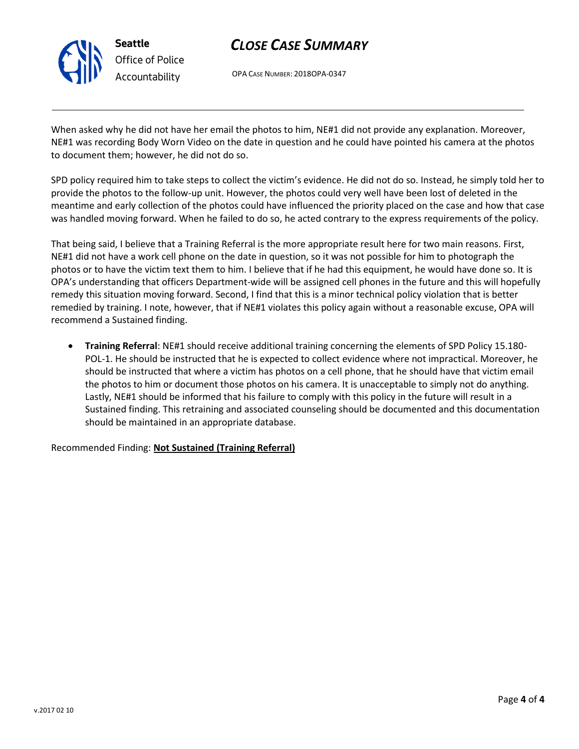When asked why he did not have her email the photos to him, NE#1 did not provide any explanation. Moreover, NE#1 was recording Body Worn Video on the date in question and he could have pointed his camera at the photos to document them; however, he did not do so.

SPD policy required him to take steps to collect the victim's evidence. He did not do so. Instead, he simply told her to provide the photos to the follow-up unit. However, the photos could very well have been lost of deleted in the meantime and early collection of the photos could have influenced the priority placed on the case and how that case was handled moving forward. When he failed to do so, he acted contrary to the express requirements of the policy.

That being said, I believe that a Training Referral is the more appropriate result here for two main reasons. First, NE#1 did not have a work cell phone on the date in question, so it was not possible for him to photograph the photos or to have the victim text them to him. I believe that if he had this equipment, he would have done so. It is OPA's understanding that officers Department-wide will be assigned cell phones in the future and this will hopefully remedy this situation moving forward. Second, I find that this is a minor technical policy violation that is better remedied by training. I note, however, that if NE#1 violates this policy again without a reasonable excuse, OPA will recommend a Sustained finding.

- **Training Referral**: NE#1 should receive additional training concerning the elements of SPD Policy 15.180-POL-1. He should be instructed that he is expected to collect evidence where not impractical. Moreover, he should be instructed that where a victim has photos on a cell phone, that he should have that victim email the photos to him or document those photos on his camera. It is unacceptable to simply not do anything. Lastly, NE#1 should be informed that his failure to comply with this policy in the future will result in a Sustained finding. This retraining and associated counseling should be documented and this documentation should be maintained in an appropriate database.

Recommended Finding: **Not Sustained (Training Referral)**